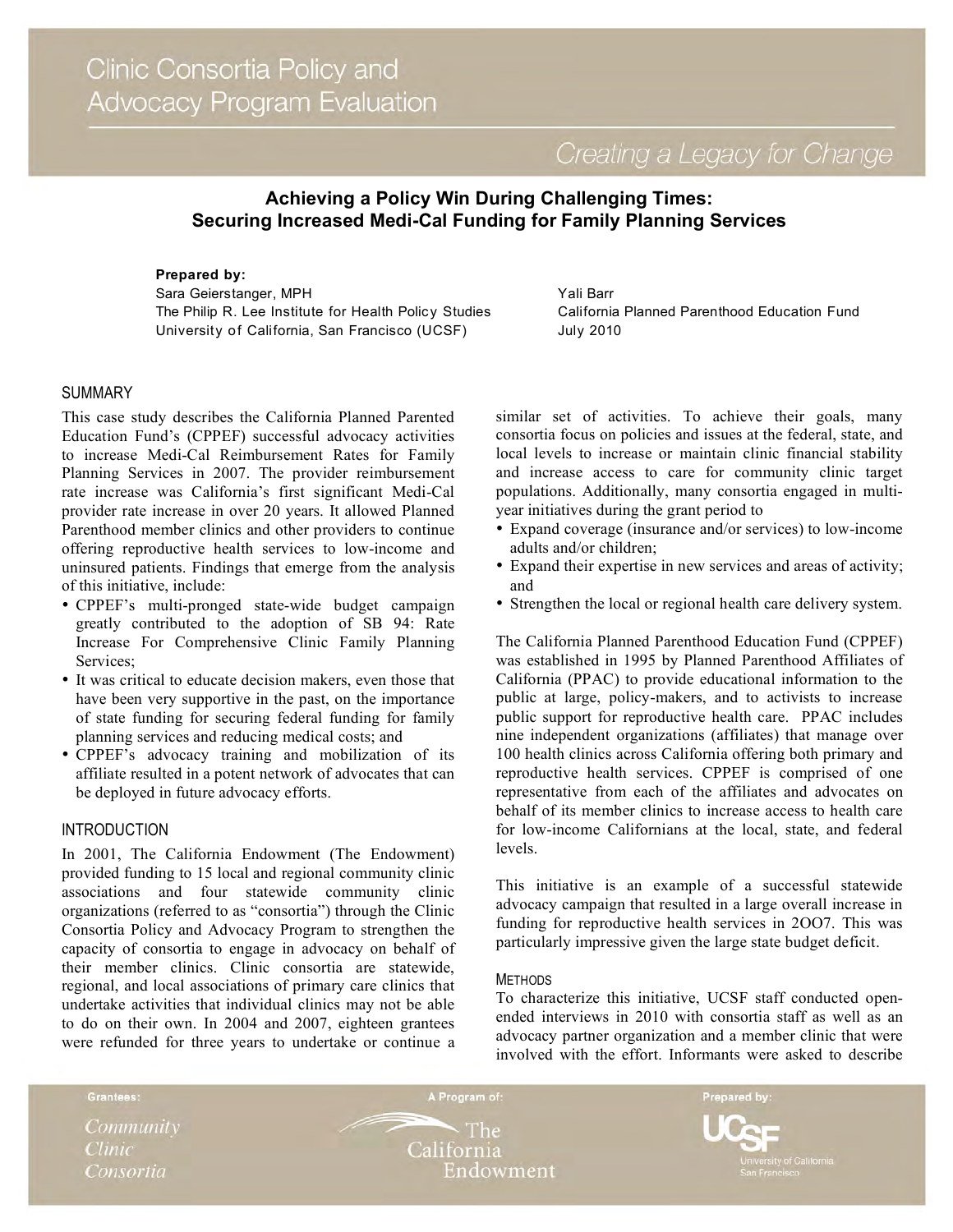# Clinic Consortia Policy and Advocacy Program Evaluation

*Creating a Legacy for Change*

## Achieving a Policy Win During Challenging Times: Securing Increased Medi-Cal Funding for Family Planning Services

**Prepared by:**

Sara Geierstanger, MPH
The Philip R. Lee Institute for Health Policy Studies
University of California, San Francisco (UCSF)

Yali Barr
California Planned Parenthood Education Fund
July 2010

### SUMMARY

This case study describes the California Planned Parented Education Fund's (CPPEF) successful advocacy activities to increase Medi-Cal Reimbursement Rates for Family Planning Services in 2007. The provider reimbursement rate increase was California's first significant Medi-Cal provider rate increase in over 20 years. It allowed Planned Parenthood member clinics and other providers to continue offering reproductive health services to low-income and uninsured patients. Findings that emerge from the analysis of this initiative, include:

- CPPEF's multi-pronged state-wide budget campaign greatly contributed to the adoption of SB 94: Rate Increase For Comprehensive Clinic Family Planning Services;
- It was critical to educate decision makers, even those that have been very supportive in the past, on the importance of state funding for securing federal funding for family planning services and reducing medical costs; and
- CPPEF's advocacy training and mobilization of its affiliate resulted in a potent network of advocates that can be deployed in future advocacy efforts.

### INTRODUCTION

In 2001, The California Endowment (The Endowment) provided funding to 15 local and regional community clinic associations and four statewide community clinic organizations (referred to as "consortia") through the Clinic Consortia Policy and Advocacy Program to strengthen the capacity of consortia to engage in advocacy on behalf of their member clinics. Clinic consortia are statewide, regional, and local associations of primary care clinics that undertake activities that individual clinics may not be able to do on their own. In 2004 and 2007, eighteen grantees were refunded for three years to undertake or continue a similar set of activities. To achieve their goals, many consortia focus on policies and issues at the federal, state, and local levels to increase or maintain clinic financial stability and increase access to care for community clinic target populations. Additionally, many consortia engaged in multi-year initiatives during the grant period to

- Expand coverage (insurance and/or services) to low-income adults and/or children;
- Expand their expertise in new services and areas of activity; and
- Strengthen the local or regional health care delivery system.

The California Planned Parenthood Education Fund (CPPEF) was established in 1995 by Planned Parenthood Affiliates of California (PPAC) to provide educational information to the public at large, policy-makers, and to activists to increase public support for reproductive health care. PPAC includes nine independent organizations (affiliates) that manage over 100 health clinics across California offering both primary and reproductive health services. CPPEF is comprised of one representative from each of the affiliates and advocates on behalf of its member clinics to increase access to health care for low-income Californians at the local, state, and federal levels.

This initiative is an example of a successful statewide advocacy campaign that resulted in a large overall increase in funding for reproductive health services in 2OO7. This was particularly impressive given the large state budget deficit.

#### METHODS

To characterize this initiative, UCSF staff conducted open-ended interviews in 2010 with consortia staff as well as an advocacy partner organization and a member clinic that were involved with the effort. Informants were asked to describe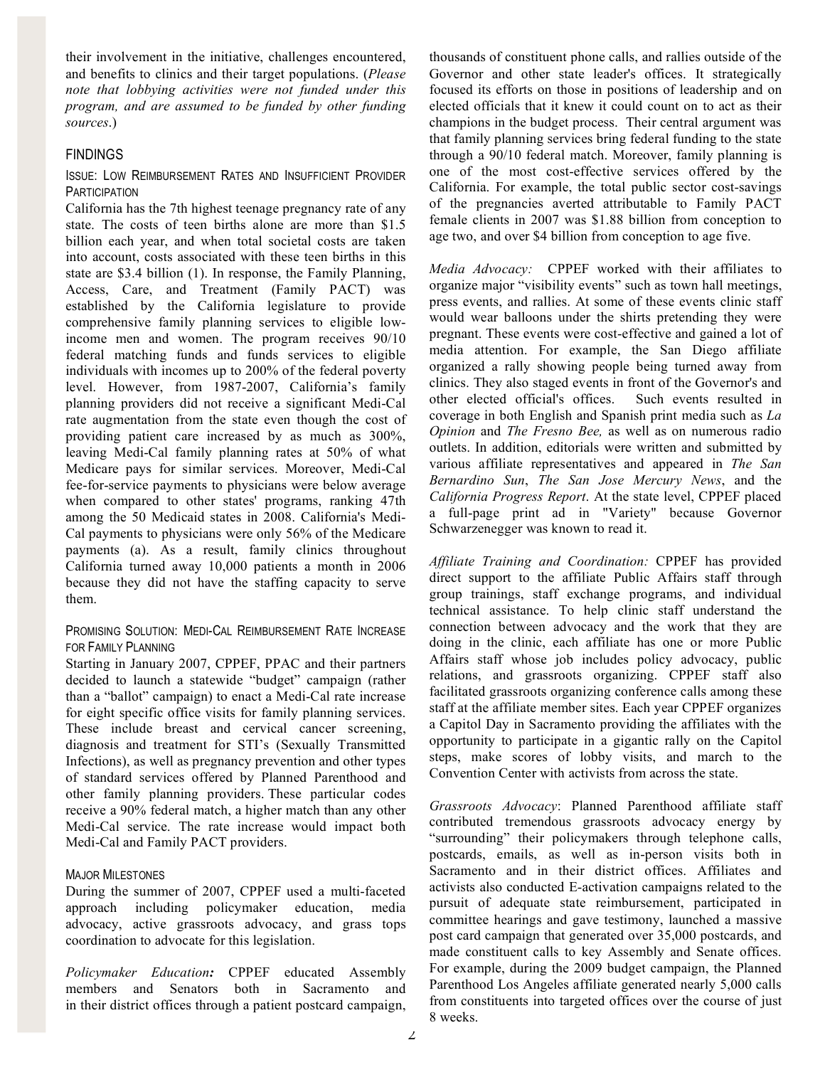their involvement in the initiative, challenges encountered, and benefits to clinics and their target populations. (*Please note that lobbying activities were not funded under this program, and are assumed to be funded by other funding sources*.)

## FINDINGS

### ISSUE: LOW REIMBURSEMENT RATES AND INSUFFICIENT PROVIDER PARTICIPATION

California has the 7th highest teenage pregnancy rate of any state. The costs of teen births alone are more than $1.5 billion each year, and when total societal costs are taken into account, costs associated with these teen births in this state are $3.4 billion (1). In response, the Family Planning, Access, Care, and Treatment (Family PACT) was established by the California legislature to provide comprehensive family planning services to eligible low-income men and women. The program receives 90/10 federal matching funds and funds services to eligible individuals with incomes up to 200% of the federal poverty level. However, from 1987-2007, California's family planning providers did not receive a significant Medi-Cal rate augmentation from the state even though the cost of providing patient care increased by as much as 300%, leaving Medi-Cal family planning rates at 50% of what Medicare pays for similar services. Moreover, Medi-Cal fee-for-service payments to physicians were below average when compared to other states' programs, ranking 47th among the 50 Medicaid states in 2008. California's Medi-Cal payments to physicians were only 56% of the Medicare payments (a). As a result, family clinics throughout California turned away 10,000 patients a month in 2006 because they did not have the staffing capacity to serve them.

### PROMISING SOLUTION: MEDI-CAL REIMBURSEMENT RATE INCREASE FOR FAMILY PLANNING

Starting in January 2007, CPPEF, PPAC and their partners decided to launch a statewide "budget" campaign (rather than a "ballot" campaign) to enact a Medi-Cal rate increase for eight specific office visits for family planning services. These include breast and cervical cancer screening, diagnosis and treatment for STI's (Sexually Transmitted Infections), as well as pregnancy prevention and other types of standard services offered by Planned Parenthood and other family planning providers. These particular codes receive a 90% federal match, a higher match than any other Medi-Cal service. The rate increase would impact both Medi-Cal and Family PACT providers.

### MAJOR MILESTONES

During the summer of 2007, CPPEF used a multi-faceted approach including policymaker education, media advocacy, active grassroots advocacy, and grass tops coordination to advocate for this legislation.

*Policymaker Education:* CPPEF educated Assembly members and Senators both in Sacramento and in their district offices through a patient postcard campaign, thousands of constituent phone calls, and rallies outside of the Governor and other state leader's offices. It strategically focused its efforts on those in positions of leadership and on elected officials that it knew it could count on to act as their champions in the budget process. Their central argument was that family planning services bring federal funding to the state through a 90/10 federal match. Moreover, family planning is one of the most cost-effective services offered by the California. For example, the total public sector cost-savings of the pregnancies averted attributable to Family PACT female clients in 2007 was $1.88 billion from conception to age two, and over $4 billion from conception to age five.

*Media Advocacy:* CPPEF worked with their affiliates to organize major "visibility events" such as town hall meetings, press events, and rallies. At some of these events clinic staff would wear balloons under the shirts pretending they were pregnant. These events were cost-effective and gained a lot of media attention. For example, the San Diego affiliate organized a rally showing people being turned away from clinics. They also staged events in front of the Governor's and other elected official's offices. Such events resulted in coverage in both English and Spanish print media such as *La Opinion* and *The Fresno Bee,* as well as on numerous radio outlets. In addition, editorials were written and submitted by various affiliate representatives and appeared in *The San Bernardino Sun*, *The San Jose Mercury News*, and the *California Progress Report*. At the state level, CPPEF placed a full-page print ad in "Variety" because Governor Schwarzenegger was known to read it.

*Affiliate Training and Coordination:* CPPEF has provided direct support to the affiliate Public Affairs staff through group trainings, staff exchange programs, and individual technical assistance. To help clinic staff understand the connection between advocacy and the work that they are doing in the clinic, each affiliate has one or more Public Affairs staff whose job includes policy advocacy, public relations, and grassroots organizing. CPPEF staff also facilitated grassroots organizing conference calls among these staff at the affiliate member sites. Each year CPPEF organizes a Capitol Day in Sacramento providing the affiliates with the opportunity to participate in a gigantic rally on the Capitol steps, make scores of lobby visits, and march to the Convention Center with activists from across the state.

*Grassroots Advocacy*: Planned Parenthood affiliate staff contributed tremendous grassroots advocacy energy by "surrounding" their policymakers through telephone calls, postcards, emails, as well as in-person visits both in Sacramento and in their district offices. Affiliates and activists also conducted E-activation campaigns related to the pursuit of adequate state reimbursement, participated in committee hearings and gave testimony, launched a massive post card campaign that generated over 35,000 postcards, and made constituent calls to key Assembly and Senate offices. For example, during the 2009 budget campaign, the Planned Parenthood Los Angeles affiliate generated nearly 5,000 calls from constituents into targeted offices over the course of just 8 weeks.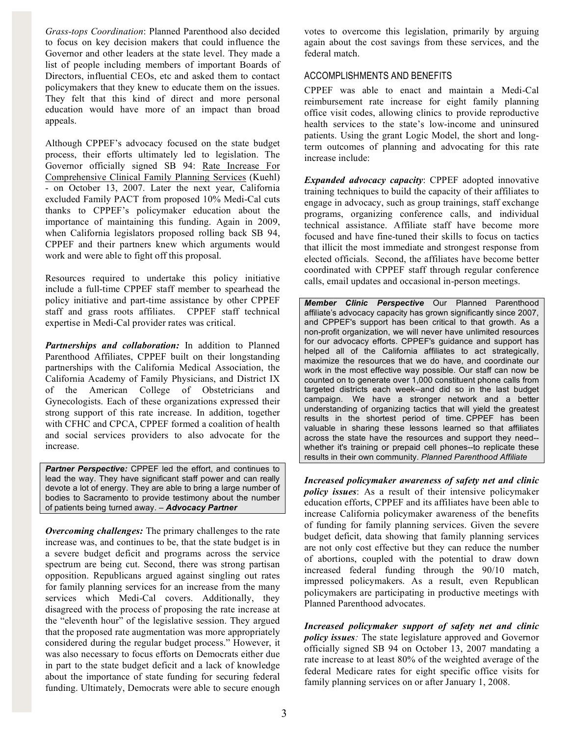*Grass-tops Coordination*: Planned Parenthood also decided to focus on key decision makers that could influence the Governor and other leaders at the state level. They made a list of people including members of important Boards of Directors, influential CEOs, etc and asked them to contact policymakers that they knew to educate them on the issues. They felt that this kind of direct and more personal education would have more of an impact than broad appeals.

Although CPPEF's advocacy focused on the state budget process, their efforts ultimately led to legislation. The Governor officially signed SB 94: Rate Increase For Comprehensive Clinical Family Planning Services (Kuehl) - on October 13, 2007. Later the next year, California excluded Family PACT from proposed 10% Medi-Cal cuts thanks to CPPEF's policymaker education about the importance of maintaining this funding. Again in 2009, when California legislators proposed rolling back SB 94, CPPEF and their partners knew which arguments would work and were able to fight off this proposal.

Resources required to undertake this policy initiative include a full-time CPPEF staff member to spearhead the policy initiative and part-time assistance by other CPPEF staff and grass roots affiliates. CPPEF staff technical expertise in Medi-Cal provider rates was critical.

***Partnerships and collaboration:*** In addition to Planned Parenthood Affiliates, CPPEF built on their longstanding partnerships with the California Medical Association, the California Academy of Family Physicians, and District IX of the American College of Obstetricians and Gynecologists. Each of these organizations expressed their strong support of this rate increase. In addition, together with CFHC and CPCA, CPPEF formed a coalition of health and social services providers to also advocate for the increase.

> ***Partner Perspective:*** CPPEF led the effort, and continues to lead the way. They have significant staff power and can really devote a lot of energy. They are able to bring a large number of bodies to Sacramento to provide testimony about the number of patients being turned away. – ***Advocacy Partner***

***Overcoming challenges:*** The primary challenges to the rate increase was, and continues to be, that the state budget is in a severe budget deficit and programs across the service spectrum are being cut. Second, there was strong partisan opposition. Republicans argued against singling out rates for family planning services for an increase from the many services which Medi-Cal covers. Additionally, they disagreed with the process of proposing the rate increase at the "eleventh hour" of the legislative session. They argued that the proposed rate augmentation was more appropriately considered during the regular budget process." However, it was also necessary to focus efforts on Democrats either due in part to the state budget deficit and a lack of knowledge about the importance of state funding for securing federal funding. Ultimately, Democrats were able to secure enough votes to overcome this legislation, primarily by arguing again about the cost savings from these services, and the federal match.

## ACCOMPLISHMENTS AND BENEFITS

CPPEF was able to enact and maintain a Medi-Cal reimbursement rate increase for eight family planning office visit codes, allowing clinics to provide reproductive health services to the state's low-income and uninsured patients. Using the grant Logic Model, the short and long-term outcomes of planning and advocating for this rate increase include:

***Expanded advocacy capacity***: CPPEF adopted innovative training techniques to build the capacity of their affiliates to engage in advocacy, such as group trainings, staff exchange programs, organizing conference calls, and individual technical assistance. Affiliate staff have become more focused and have fine-tuned their skills to focus on tactics that illicit the most immediate and strongest response from elected officials. Second, the affiliates have become better coordinated with CPPEF staff through regular conference calls, email updates and occasional in-person meetings.

> ***Member Clinic Perspective*** Our Planned Parenthood affiliate's advocacy capacity has grown significantly since 2007, and CPPEF's support has been critical to that growth. As a non-profit organization, we will never have unlimited resources for our advocacy efforts. CPPEF's guidance and support has helped all of the California affiliates to act strategically, maximize the resources that we do have, and coordinate our work in the most effective way possible. Our staff can now be counted on to generate over 1,000 constituent phone calls from targeted districts each week--and did so in the last budget campaign. We have a stronger network and a better understanding of organizing tactics that will yield the greatest results in the shortest period of time. CPPEF has been valuable in sharing these lessons learned so that affiliates across the state have the resources and support they need--whether it's training or prepaid cell phones--to replicate these results in their own community. *Planned Parenthood Affiliate*

***Increased policymaker awareness of safety net and clinic policy issues***: As a result of their intensive policymaker education efforts, CPPEF and its affiliates have been able to increase California policymaker awareness of the benefits of funding for family planning services. Given the severe budget deficit, data showing that family planning services are not only cost effective but they can reduce the number of abortions, coupled with the potential to draw down increased federal funding through the 90/10 match, impressed policymakers. As a result, even Republican policymakers are participating in productive meetings with Planned Parenthood advocates.

***Increased policymaker support of safety net and clinic policy issues****:* The state legislature approved and Governor officially signed SB 94 on October 13, 2007 mandating a rate increase to at least 80% of the weighted average of the federal Medicare rates for eight specific office visits for family planning services on or after January 1, 2008.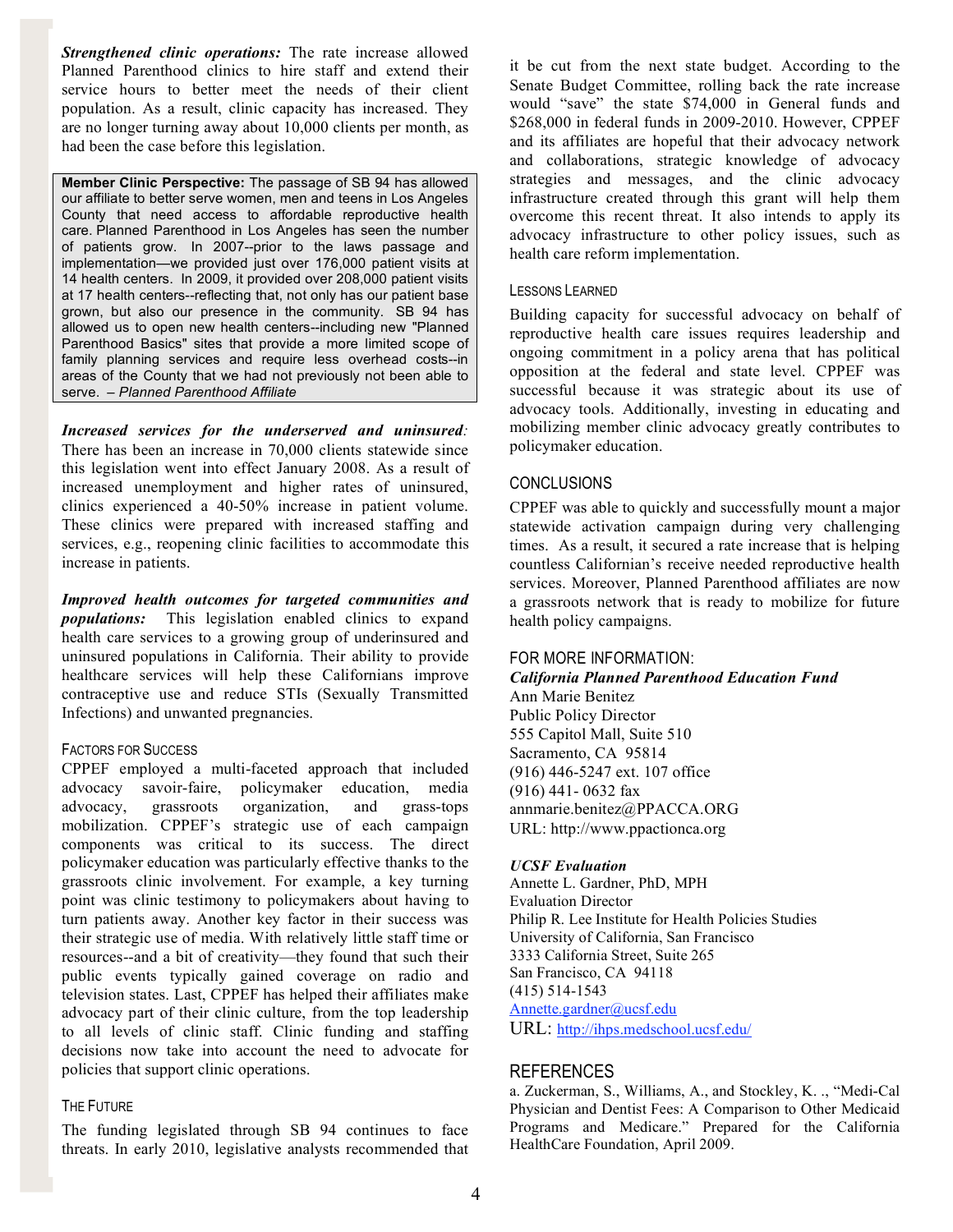***Strengthened clinic operations:*** The rate increase allowed Planned Parenthood clinics to hire staff and extend their service hours to better meet the needs of their client population. As a result, clinic capacity has increased. They are no longer turning away about 10,000 clients per month, as had been the case before this legislation.

> **Member Clinic Perspective:** The passage of SB 94 has allowed our affiliate to better serve women, men and teens in Los Angeles County that need access to affordable reproductive health care. Planned Parenthood in Los Angeles has seen the number of patients grow. In 2007--prior to the laws passage and implementation—we provided just over 176,000 patient visits at 14 health centers. In 2009, it provided over 208,000 patient visits at 17 health centers--reflecting that, not only has our patient base grown, but also our presence in the community. SB 94 has allowed us to open new health centers--including new "Planned Parenthood Basics" sites that provide a more limited scope of family planning services and require less overhead costs--in areas of the County that we had not previously not been able to serve. – *Planned Parenthood Affiliate*

***Increased services for the underserved and uninsured:*** There has been an increase in 70,000 clients statewide since this legislation went into effect January 2008. As a result of increased unemployment and higher rates of uninsured, clinics experienced a 40-50% increase in patient volume. These clinics were prepared with increased staffing and services, e.g., reopening clinic facilities to accommodate this increase in patients.

***Improved health outcomes for targeted communities and populations:*** This legislation enabled clinics to expand health care services to a growing group of underinsured and uninsured populations in California. Their ability to provide healthcare services will help these Californians improve contraceptive use and reduce STIs (Sexually Transmitted Infections) and unwanted pregnancies.

## Factors for Success

CPPEF employed a multi-faceted approach that included advocacy savoir-faire, policymaker education, media advocacy, grassroots organization, and grass-tops mobilization. CPPEF's strategic use of each campaign components was critical to its success. The direct policymaker education was particularly effective thanks to the grassroots clinic involvement. For example, a key turning point was clinic testimony to policymakers about having to turn patients away. Another key factor in their success was their strategic use of media. With relatively little staff time or resources--and a bit of creativity—they found that such their public events typically gained coverage on radio and television states. Last, CPPEF has helped their affiliates make advocacy part of their clinic culture, from the top leadership to all levels of clinic staff. Clinic funding and staffing decisions now take into account the need to advocate for policies that support clinic operations.

## The Future

The funding legislated through SB 94 continues to face threats. In early 2010, legislative analysts recommended that it be cut from the next state budget. According to the Senate Budget Committee, rolling back the rate increase would "save" the state $74,000 in General funds and $268,000 in federal funds in 2009-2010. However, CPPEF and its affiliates are hopeful that their advocacy network and collaborations, strategic knowledge of advocacy strategies and messages, and the clinic advocacy infrastructure created through this grant will help them overcome this recent threat. It also intends to apply its advocacy infrastructure to other policy issues, such as health care reform implementation.

## Lessons Learned

Building capacity for successful advocacy on behalf of reproductive health care issues requires leadership and ongoing commitment in a policy arena that has political opposition at the federal and state level. CPPEF was successful because it was strategic about its use of advocacy tools. Additionally, investing in educating and mobilizing member clinic advocacy greatly contributes to policymaker education.

## CONCLUSIONS

CPPEF was able to quickly and successfully mount a major statewide activation campaign during very challenging times. As a result, it secured a rate increase that is helping countless Californian's receive needed reproductive health services. Moreover, Planned Parenthood affiliates are now a grassroots network that is ready to mobilize for future health policy campaigns.

## FOR MORE INFORMATION:

***California Planned Parenthood Education Fund***
Ann Marie Benitez
Public Policy Director
555 Capitol Mall, Suite 510
Sacramento, CA 95814
(916) 446-5247 ext. 107 office
(916) 441- 0632 fax
annmarie.benitez@PPACCA.ORG
URL: http://www.ppactionca.org

***UCSF Evaluation***
Annette L. Gardner, PhD, MPH
Evaluation Director
Philip R. Lee Institute for Health Policies Studies
University of California, San Francisco
3333 California Street, Suite 265
San Francisco, CA 94118
(415) 514-1543
Annette.gardner@ucsf.edu
URL: http://ihps.medschool.ucsf.edu/

## REFERENCES

a. Zuckerman, S., Williams, A., and Stockley, K. ., "Medi-Cal Physician and Dentist Fees: A Comparison to Other Medicaid Programs and Medicare." Prepared for the California HealthCare Foundation, April 2009.